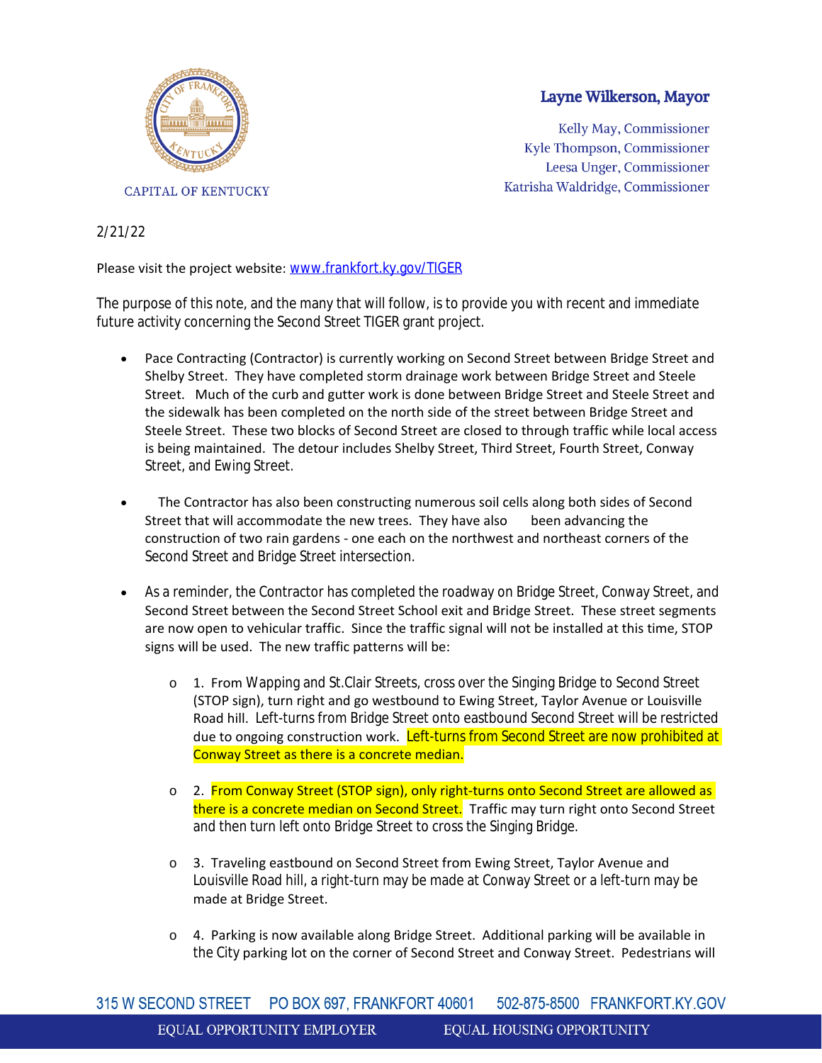CAPITAL OF KENTUCKY

**Layne Wilkerson, Mayor**

Kelly May, Commissioner
Kyle Thompson, Commissioner
Leesa Unger, Commissioner
Katrisha Waldridge, Commissioner

2/21/22

Please visit the project website: [www.frankfort.ky.gov/TIGER](www.frankfort.ky.gov/TIGER)

The purpose of this note, and the many that will follow, is to provide you with recent and immediate future activity concerning the Second Street TIGER grant project.

- Pace Contracting (Contractor) is currently working on Second Street between Bridge Street and Shelby Street. They have completed storm drainage work between Bridge Street and Steele Street. Much of the curb and gutter work is done between Bridge Street and Steele Street and the sidewalk has been completed on the north side of the street between Bridge Street and Steele Street. These two blocks of Second Street are closed to through traffic while local access is being maintained. The detour includes Shelby Street, Third Street, Fourth Street, Conway Street, and Ewing Street.

- The Contractor has also been constructing numerous soil cells along both sides of Second Street that will accommodate the new trees. They have also been advancing the construction of two rain gardens - one each on the northwest and northeast corners of the Second Street and Bridge Street intersection.

- As a reminder, the Contractor has completed the roadway on Bridge Street, Conway Street, and Second Street between the Second Street School exit and Bridge Street. These street segments are now open to vehicular traffic. Since the traffic signal will not be installed at this time, STOP signs will be used. The new traffic patterns will be:

  - 1. From Wapping and St.Clair Streets, cross over the Singing Bridge to Second Street (STOP sign), turn right and go westbound to Ewing Street, Taylor Avenue or Louisville Road hill. Left-turns from Bridge Street onto eastbound Second Street will be restricted due to ongoing construction work. Left-turns from Second Street are now prohibited at Conway Street as there is a concrete median.

  - 2. From Conway Street (STOP sign), only right-turns onto Second Street are allowed as there is a concrete median on Second Street. Traffic may turn right onto Second Street and then turn left onto Bridge Street to cross the Singing Bridge.

  - 3. Traveling eastbound on Second Street from Ewing Street, Taylor Avenue and Louisville Road hill, a right-turn may be made at Conway Street or a left-turn may be made at Bridge Street.

  - 4. Parking is now available along Bridge Street. Additional parking will be available in the City parking lot on the corner of Second Street and Conway Street. Pedestrians will

315 W SECOND STREET PO BOX 697, FRANKFORT 40601 502-875-8500 FRANKFORT.KY.GOV

EQUAL OPPORTUNITY EMPLOYER EQUAL HOUSING OPPORTUNITY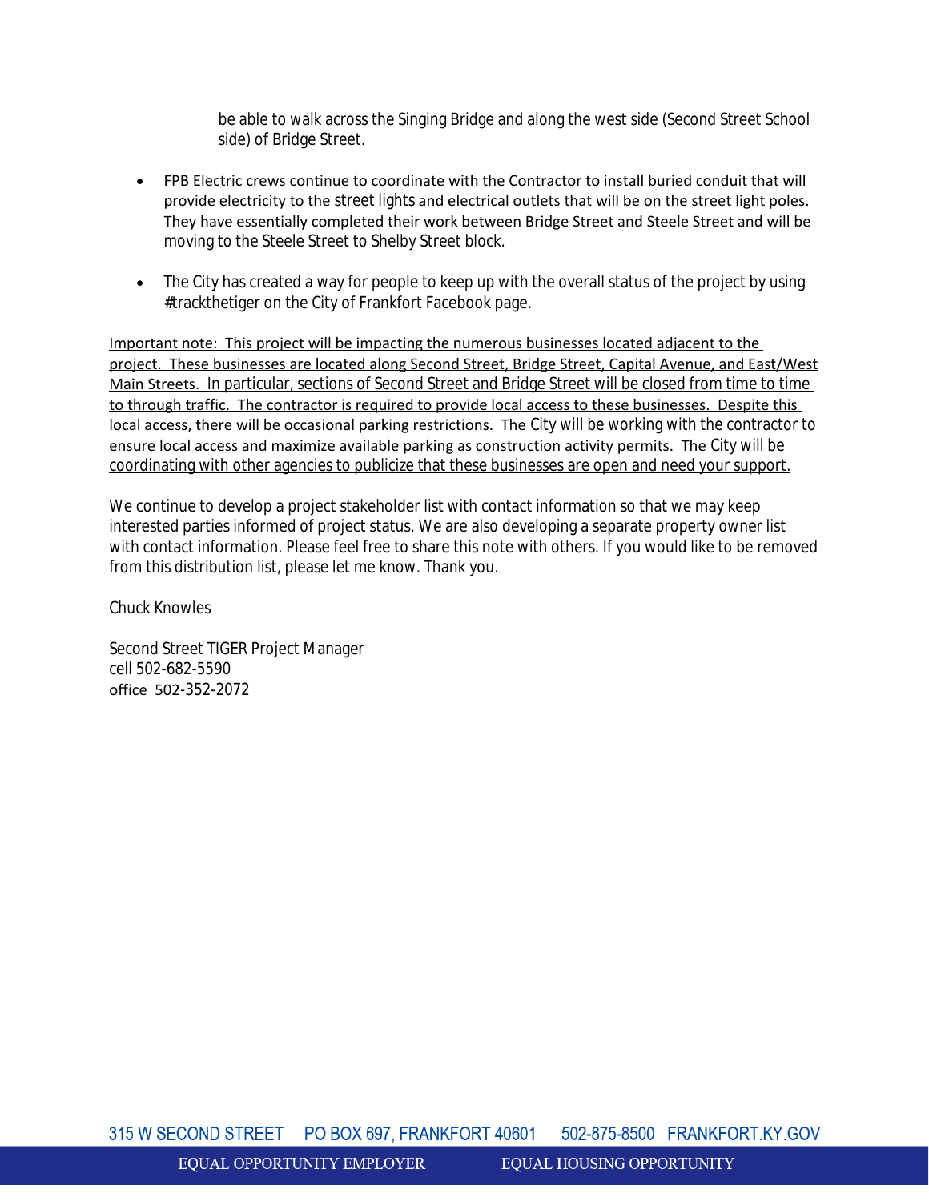be able to walk across the Singing Bridge and along the west side (Second Street School side) of Bridge Street.

- FPB Electric crews continue to coordinate with the Contractor to install buried conduit that will provide electricity to the street lights and electrical outlets that will be on the street light poles. They have essentially completed their work between Bridge Street and Steele Street and will be moving to the Steele Street to Shelby Street block.

- The City has created a way for people to keep up with the overall status of the project by using #trackthetiger on the City of Frankfort Facebook page.

Important note: This project will be impacting the numerous businesses located adjacent to the project. These businesses are located along Second Street, Bridge Street, Capital Avenue, and East/West Main Streets. In particular, sections of Second Street and Bridge Street will be closed from time to time to through traffic. The contractor is required to provide local access to these businesses. Despite this local access, there will be occasional parking restrictions. The City will be working with the contractor to ensure local access and maximize available parking as construction activity permits. The City will be coordinating with other agencies to publicize that these businesses are open and need your support.

We continue to develop a project stakeholder list with contact information so that we may keep interested parties informed of project status. We are also developing a separate property owner list with contact information. Please feel free to share this note with others. If you would like to be removed from this distribution list, please let me know. Thank you.

Chuck Knowles

Second Street TIGER Project Manager
cell 502-682-5590
office 502-352-2072

315 W SECOND STREET PO BOX 697, FRANKFORT 40601 502-875-8500 FRANKFORT.KY.GOV

EQUAL OPPORTUNITY EMPLOYER EQUAL HOUSING OPPORTUNITY